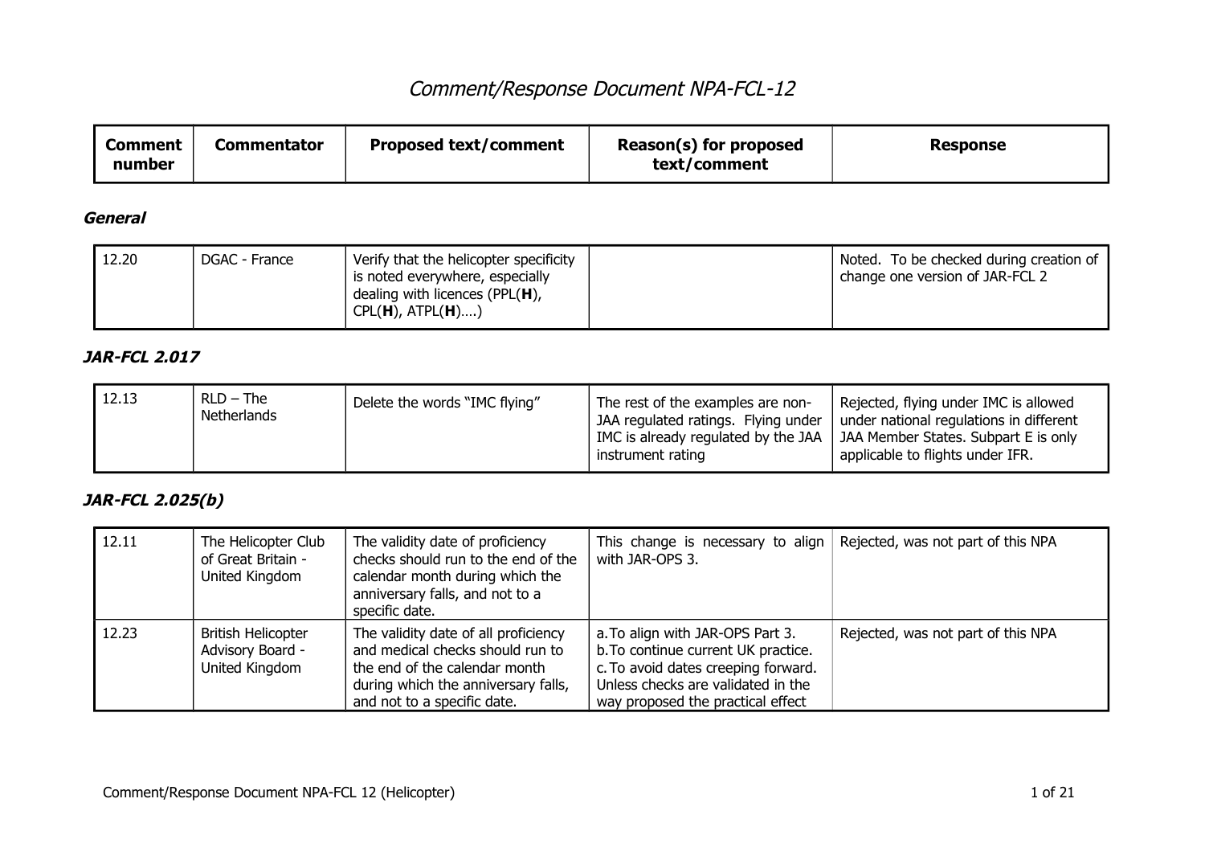# *Comment/Response Document NPA-FCL-12*

| Comment number | Commentator | Proposed text/comment | Reason(s) for proposed text/comment | Response |
|---|---|---|---|---|

### ***General***

| Comment number | Commentator | Proposed text/comment | Reason(s) for proposed text/comment | Response |
|---|---|---|---|---|
| 12.20 | DGAC - France | Verify that the helicopter specificity is noted everywhere, especially dealing with licences (PPL(**H**), CPL(**H**), ATPL(**H**)….) | | Noted. To be checked during creation of change one version of JAR-FCL 2 |

### ***JAR-FCL 2.017***

| Comment number | Commentator | Proposed text/comment | Reason(s) for proposed text/comment | Response |
|---|---|---|---|---|
| 12.13 | RLD – The Netherlands | Delete the words "IMC flying" | The rest of the examples are non-JAA regulated ratings. Flying under IMC is already regulated by the JAA instrument rating | Rejected, flying under IMC is allowed under national regulations in different JAA Member States. Subpart E is only applicable to flights under IFR. |

### ***JAR-FCL 2.025(b)***

| Comment number | Commentator | Proposed text/comment | Reason(s) for proposed text/comment | Response |
|---|---|---|---|---|
| 12.11 | The Helicopter Club of Great Britain - United Kingdom | The validity date of proficiency checks should run to the end of the calendar month during which the anniversary falls, and not to a specific date. | This change is necessary to align with JAR-OPS 3. | Rejected, was not part of this NPA |
| 12.23 | British Helicopter Advisory Board - United Kingdom | The validity date of all proficiency and medical checks should run to the end of the calendar month during which the anniversary falls, and not to a specific date. | a. To align with JAR-OPS Part 3.<br>b. To continue current UK practice.<br>c. To avoid dates creeping forward. Unless checks are validated in the way proposed the practical effect | Rejected, was not part of this NPA |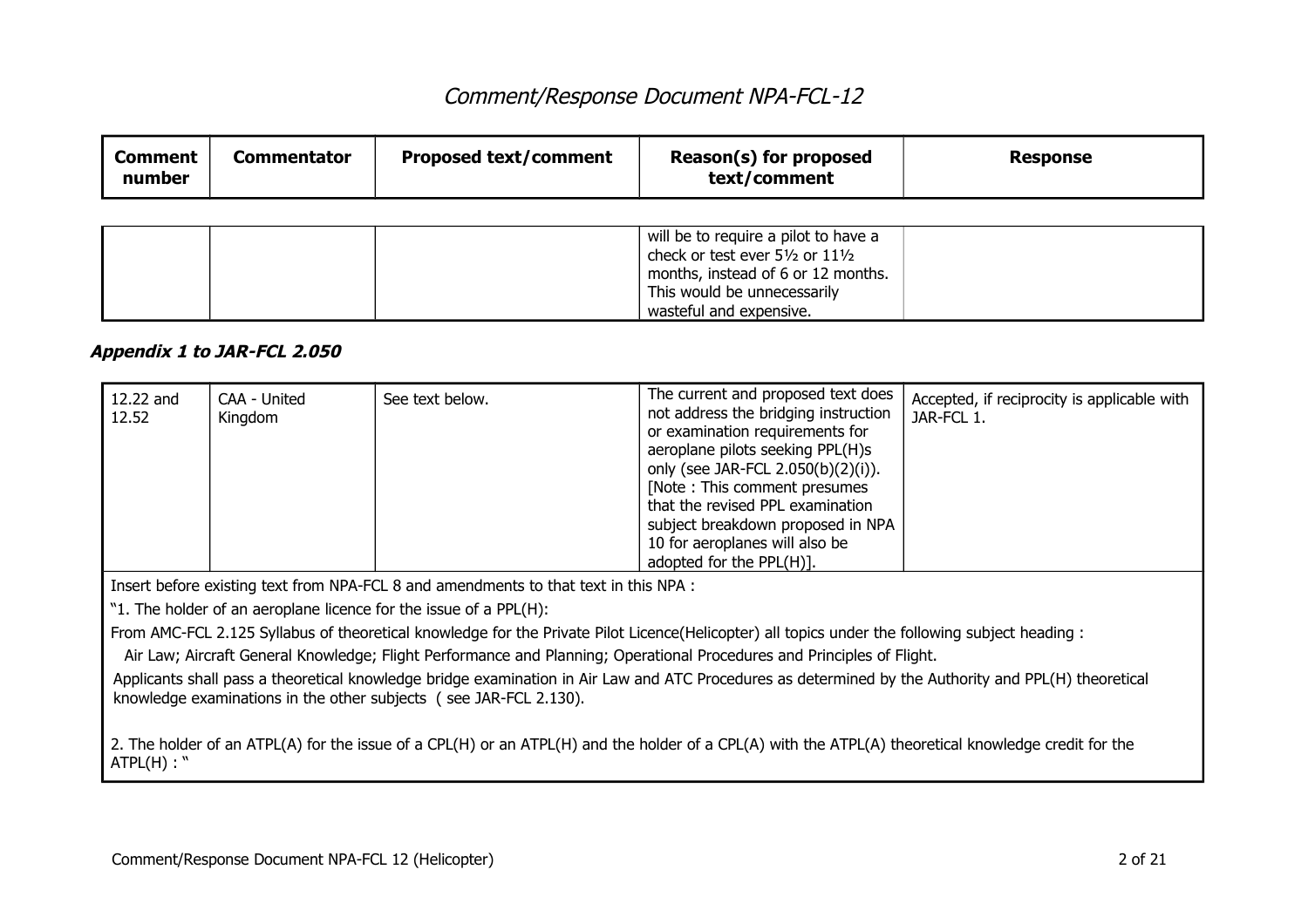# Comment/Response Document NPA-FCL-12

| Comment number | Commentator | Proposed text/comment | Reason(s) for proposed text/comment | Response |
|---|---|---|---|---|
| | | | will be to require a pilot to have a check or test ever 5½ or 11½ months, instead of 6 or 12 months. This would be unnecessarily wasteful and expensive. | |

### *Appendix 1 to JAR-FCL 2.050*

| Comment number | Commentator | Proposed text/comment | Reason(s) for proposed text/comment | Response |
|---|---|---|---|---|
| 12.22 and 12.52 | CAA - United Kingdom | See text below. | The current and proposed text does not address the bridging instruction or examination requirements for aeroplane pilots seeking PPL(H)s only (see JAR-FCL 2.050(b)(2)(i)). [Note : This comment presumes that the revised PPL examination subject breakdown proposed in NPA 10 for aeroplanes will also be adopted for the PPL(H)]. | Accepted, if reciprocity is applicable with JAR-FCL 1. |

Insert before existing text from NPA-FCL 8 and amendments to that text in this NPA :

"1. The holder of an aeroplane licence for the issue of a PPL(H):

From AMC-FCL 2.125 Syllabus of theoretical knowledge for the Private Pilot Licence(Helicopter) all topics under the following subject heading :

Air Law; Aircraft General Knowledge; Flight Performance and Planning; Operational Procedures and Principles of Flight.

Applicants shall pass a theoretical knowledge bridge examination in Air Law and ATC Procedures as determined by the Authority and PPL(H) theoretical knowledge examinations in the other subjects ( see JAR-FCL 2.130).

2. The holder of an ATPL(A) for the issue of a CPL(H) or an ATPL(H) and the holder of a CPL(A) with the ATPL(A) theoretical knowledge credit for the ATPL(H) : "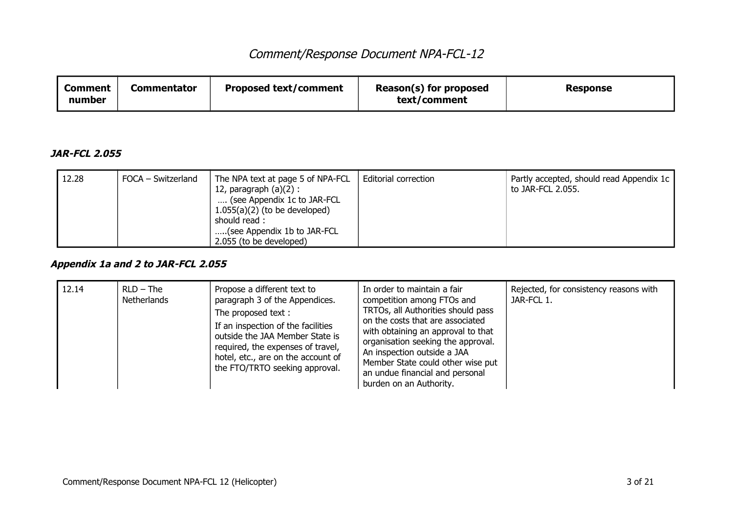# Comment/Response Document NPA-FCL-12

| Comment number | Commentator | Proposed text/comment | Reason(s) for proposed text/comment | Response |
|---|---|---|---|---|

### *JAR-FCL 2.055*

| Comment number | Commentator | Proposed text/comment | Reason(s) for proposed text/comment | Response |
|---|---|---|---|---|
| 12.28 | FOCA – Switzerland | The NPA text at page 5 of NPA-FCL 12, paragraph (a)(2) : …. (see Appendix 1c to JAR-FCL 1.055(a)(2) (to be developed) should read : …..(see Appendix 1b to JAR-FCL 2.055 (to be developed) | Editorial correction | Partly accepted, should read Appendix 1c to JAR-FCL 2.055. |

### *Appendix 1a and 2 to JAR-FCL 2.055*

| Comment number | Commentator | Proposed text/comment | Reason(s) for proposed text/comment | Response |
|---|---|---|---|---|
| 12.14 | RLD – The Netherlands | Propose a different text to paragraph 3 of the Appendices. The proposed text : If an inspection of the facilities outside the JAA Member State is required, the expenses of travel, hotel, etc., are on the account of the FTO/TRTO seeking approval. | In order to maintain a fair competition among FTOs and TRTOs, all Authorities should pass on the costs that are associated with obtaining an approval to that organisation seeking the approval. An inspection outside a JAA Member State could other wise put an undue financial and personal burden on an Authority. | Rejected, for consistency reasons with JAR-FCL 1. |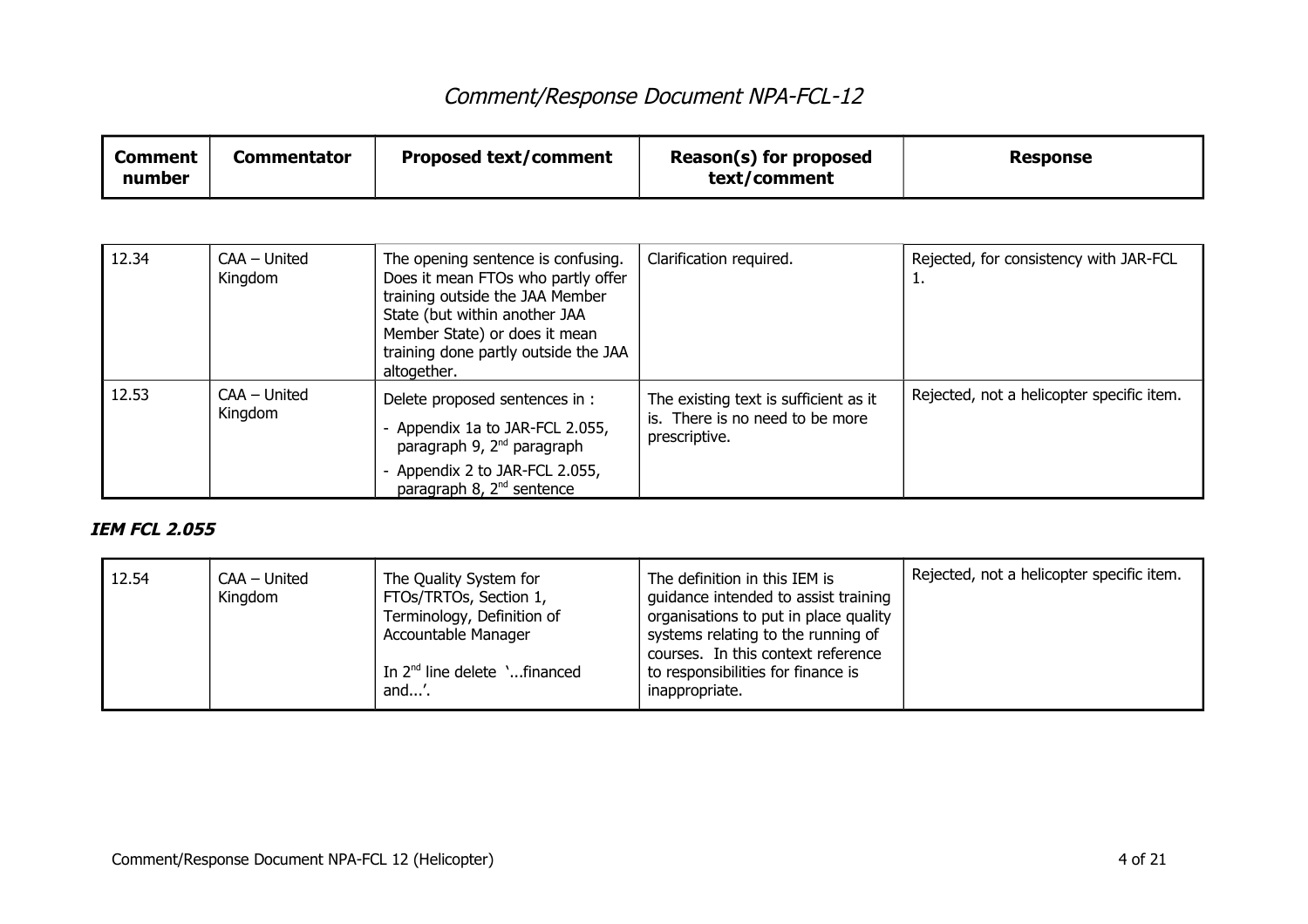# Comment/Response Document NPA-FCL-12

| Comment number | Commentator | Proposed text/comment | Reason(s) for proposed text/comment | Response |
|---|---|---|---|---|
| 12.34 | CAA – United Kingdom | The opening sentence is confusing. Does it mean FTOs who partly offer training outside the JAA Member State (but within another JAA Member State) or does it mean training done partly outside the JAA altogether. | Clarification required. | Rejected, for consistency with JAR-FCL 1. |
| 12.53 | CAA – United Kingdom | Delete proposed sentences in :<br>- Appendix 1a to JAR-FCL 2.055, paragraph 9, 2nd paragraph<br>- Appendix 2 to JAR-FCL 2.055, paragraph 8, 2nd sentence | The existing text is sufficient as it is. There is no need to be more prescriptive. | Rejected, not a helicopter specific item. |

### *IEM FCL 2.055*

| Comment number | Commentator | Proposed text/comment | Reason(s) for proposed text/comment | Response |
|---|---|---|---|---|
| 12.54 | CAA – United Kingdom | The Quality System for FTOs/TRTOs, Section 1, Terminology, Definition of Accountable Manager<br><br>In 2nd line delete '...financed and...'. | The definition in this IEM is guidance intended to assist training organisations to put in place quality systems relating to the running of courses. In this context reference to responsibilities for finance is inappropriate. | Rejected, not a helicopter specific item. |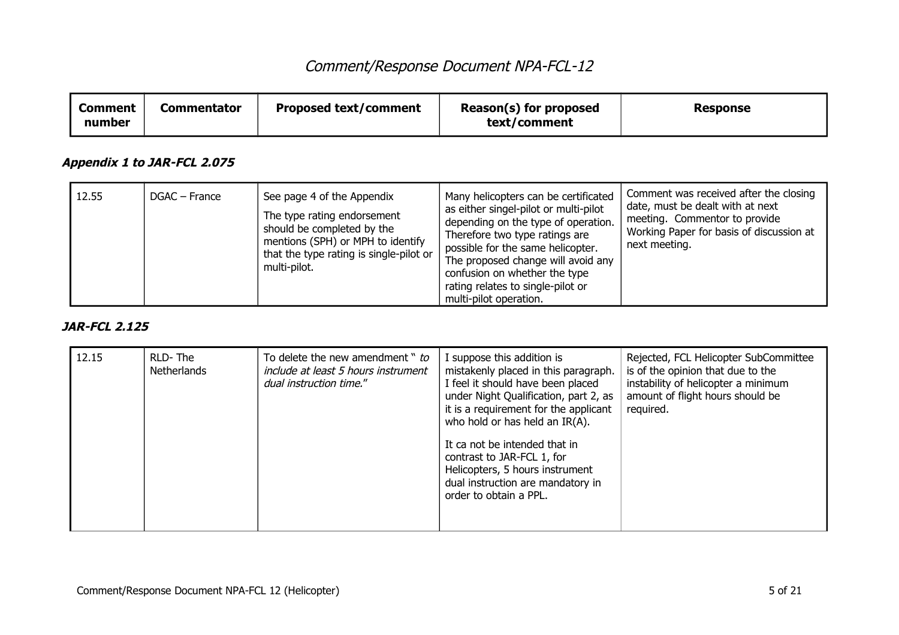# Comment/Response Document NPA-FCL-12

| Comment number | Commentator | Proposed text/comment | Reason(s) for proposed text/comment | Response |
|---|---|---|---|---|

### ***Appendix 1 to JAR-FCL 2.075***

| Comment number | Commentator | Proposed text/comment | Reason(s) for proposed text/comment | Response |
|---|---|---|---|---|
| 12.55 | DGAC – France | See page 4 of the Appendix<br><br>The type rating endorsement should be completed by the mentions (SPH) or MPH to identify that the type rating is single-pilot or multi-pilot. | Many helicopters can be certificated as either singel-pilot or multi-pilot depending on the type of operation. Therefore two type ratings are possible for the same helicopter. The proposed change will avoid any confusion on whether the type rating relates to single-pilot or multi-pilot operation. | Comment was received after the closing date, must be dealt with at next meeting. Commentor to provide Working Paper for basis of discussion at next meeting. |

### ***JAR-FCL 2.125***

| Comment number | Commentator | Proposed text/comment | Reason(s) for proposed text/comment | Response |
|---|---|---|---|---|
| 12.15 | RLD- The Netherlands | To delete the new amendment " *to include at least 5 hours instrument dual instruction time.*" | I suppose this addition is mistakenly placed in this paragraph. I feel it should have been placed under Night Qualification, part 2, as it is a requirement for the applicant who hold or has held an IR(A).<br><br>It ca not be intended that in contrast to JAR-FCL 1, for Helicopters, 5 hours instrument dual instruction are mandatory in order to obtain a PPL. | Rejected, FCL Helicopter SubCommittee is of the opinion that due to the instability of helicopter a minimum amount of flight hours should be required. |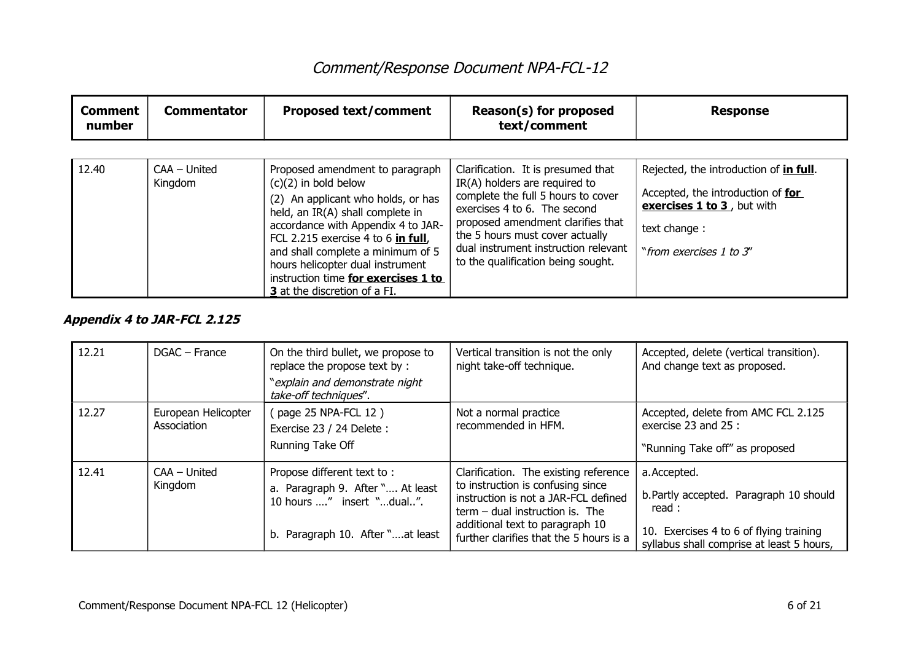# *Comment/Response Document NPA-FCL-12*

| Comment number | Commentator | Proposed text/comment | Reason(s) for proposed text/comment | Response |
|---|---|---|---|---|
| 12.40 | CAA – United Kingdom | Proposed amendment to paragraph (c)(2) in bold below<br>(2) An applicant who holds, or has held, an IR(A) shall complete in accordance with Appendix 4 to JAR-FCL 2.215 exercise 4 to 6 **in full**, and shall complete a minimum of 5 hours helicopter dual instrument instruction time **for exercises 1 to 3** at the discretion of a FI. | Clarification. It is presumed that IR(A) holders are required to complete the full 5 hours to cover exercises 4 to 6. The second proposed amendment clarifies that the 5 hours must cover actually dual instrument instruction relevant to the qualification being sought. | Rejected, the introduction of **in full**.<br>Accepted, the introduction of **for exercises 1 to 3** , but with<br>text change :<br>"*from exercises 1 to 3*" |

### *Appendix 4 to JAR-FCL 2.125*

| Comment number | Commentator | Proposed text/comment | Reason(s) for proposed text/comment | Response |
|---|---|---|---|---|
| 12.21 | DGAC – France | On the third bullet, we propose to replace the propose text by :<br>"*explain and demonstrate night take-off techniques*". | Vertical transition is not the only night take-off technique. | Accepted, delete (vertical transition). And change text as proposed. |
| 12.27 | European Helicopter Association | ( page 25 NPA-FCL 12 )<br>Exercise 23 / 24 Delete :<br>Running Take Off | Not a normal practice recommended in HFM. | Accepted, delete from AMC FCL 2.125 exercise 23 and 25 :<br>"Running Take off" as proposed |
| 12.41 | CAA – United Kingdom | Propose different text to :<br>a. Paragraph 9. After ".... At least 10 hours ...." insert "...dual..".<br>b. Paragraph 10. After "....at least | Clarification. The existing reference to instruction is confusing since instruction is not a JAR-FCL defined term – dual instruction is. The additional text to paragraph 10 further clarifies that the 5 hours is a | a. Accepted.<br>b. Partly accepted. Paragraph 10 should read :<br>10. Exercises 4 to 6 of flying training syllabus shall comprise at least 5 hours, |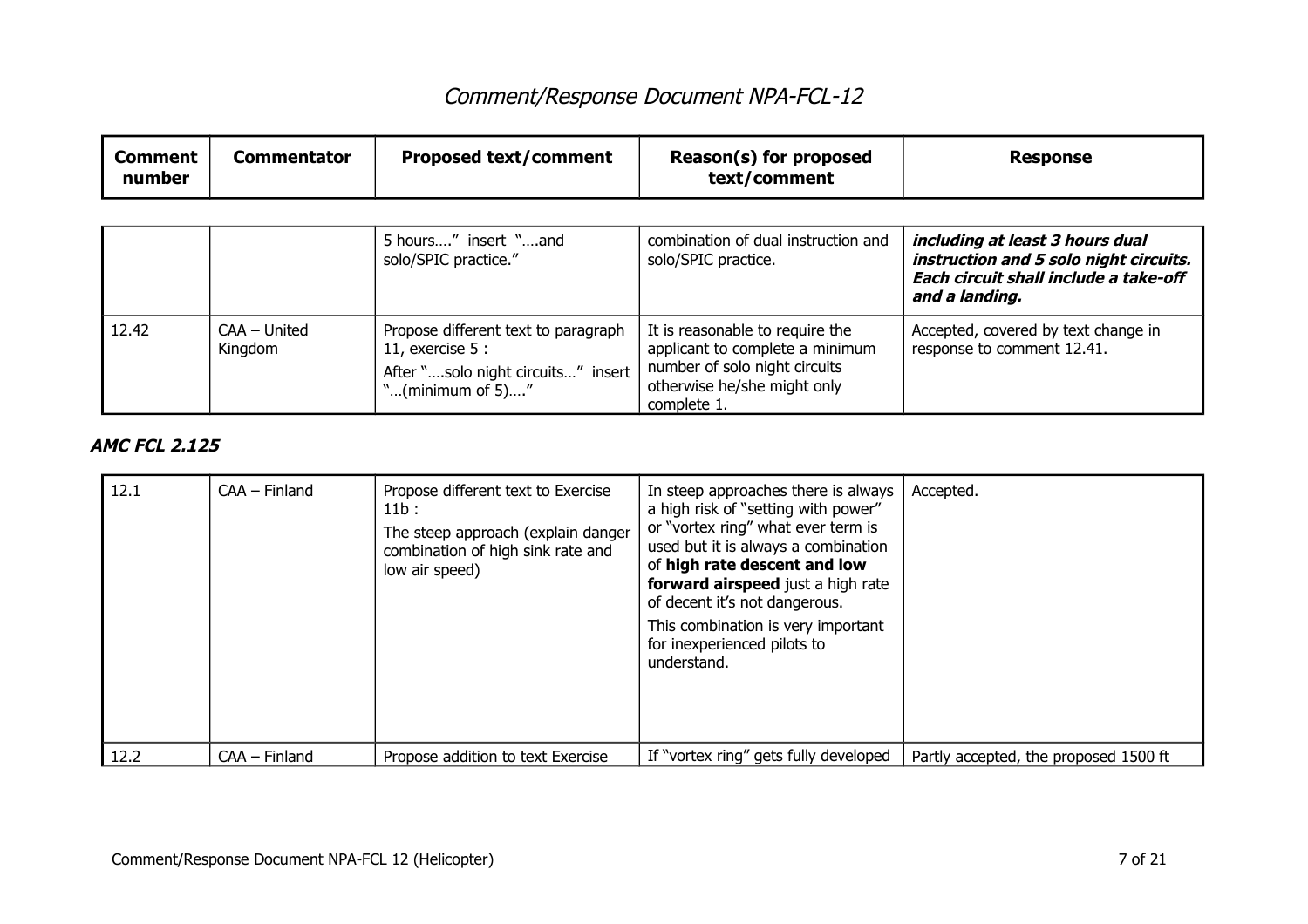# Comment/Response Document NPA-FCL-12

| Comment number | Commentator | Proposed text/comment | Reason(s) for proposed text/comment | Response |
|---|---|---|---|---|
| | | 5 hours…." insert "….and solo/SPIC practice." | combination of dual instruction and solo/SPIC practice. | ***including at least 3 hours dual instruction and 5 solo night circuits. Each circuit shall include a take-off and a landing.*** |
| 12.42 | CAA – United Kingdom | Propose different text to paragraph 11, exercise 5 :<br>After "….solo night circuits…" insert "…(minimum of 5)…." | It is reasonable to require the applicant to complete a minimum number of solo night circuits otherwise he/she might only complete 1. | Accepted, covered by text change in response to comment 12.41. |

### *AMC FCL 2.125*

| Comment number | Commentator | Proposed text/comment | Reason(s) for proposed text/comment | Response |
|---|---|---|---|---|
| 12.1 | CAA – Finland | Propose different text to Exercise 11b :<br>The steep approach (explain danger combination of high sink rate and low air speed) | In steep approaches there is always a high risk of "setting with power" or "vortex ring" what ever term is used but it is always a combination of **high rate descent and low forward airspeed** just a high rate of decent it's not dangerous.<br>This combination is very important for inexperienced pilots to understand. | Accepted. |
| 12.2 | CAA – Finland | Propose addition to text Exercise | If "vortex ring" gets fully developed | Partly accepted, the proposed 1500 ft |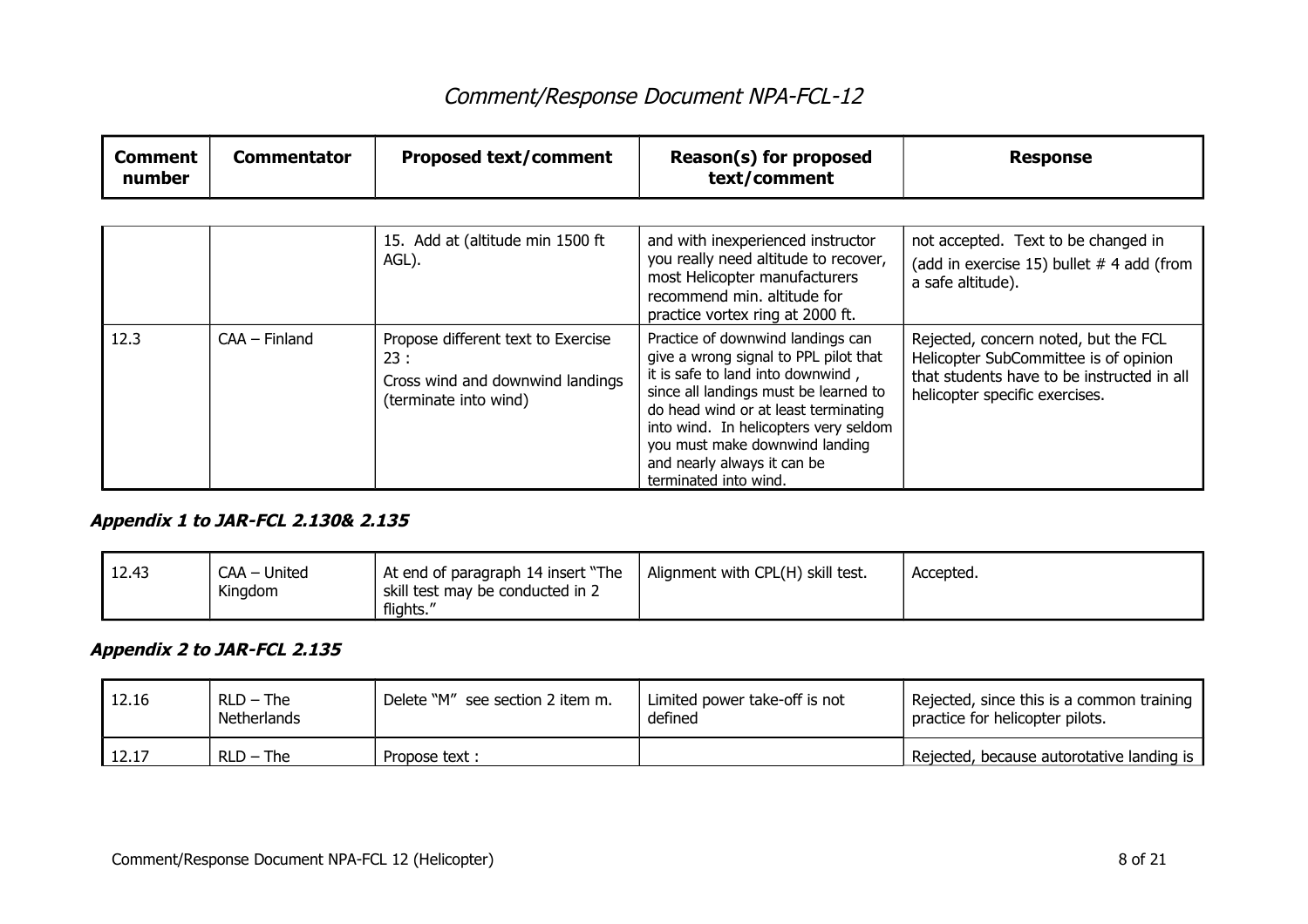| Comment number | Commentator | Proposed text/comment | Reason(s) for proposed text/comment | Response |
|---|---|---|---|---|
| | | 15. Add at (altitude min 1500 ft AGL). | and with inexperienced instructor you really need altitude to recover, most Helicopter manufacturers recommend min. altitude for practice vortex ring at 2000 ft. | not accepted. Text to be changed in (add in exercise 15) bullet # 4 add (from a safe altitude). |
| 12.3 | CAA – Finland | Propose different text to Exercise 23 :<br>Cross wind and downwind landings (terminate into wind) | Practice of downwind landings can give a wrong signal to PPL pilot that it is safe to land into downwind , since all landings must be learned to do head wind or at least terminating into wind. In helicopters very seldom you must make downwind landing and nearly always it can be terminated into wind. | Rejected, concern noted, but the FCL Helicopter SubCommittee is of opinion that students have to be instructed in all helicopter specific exercises. |

### *Appendix 1 to JAR-FCL 2.130& 2.135*

| Comment number | Commentator | Proposed text/comment | Reason(s) for proposed text/comment | Response |
|---|---|---|---|---|
| 12.43 | CAA – United Kingdom | At end of paragraph 14 insert "The skill test may be conducted in 2 flights." | Alignment with CPL(H) skill test. | Accepted. |

### *Appendix 2 to JAR-FCL 2.135*

| Comment number | Commentator | Proposed text/comment | Reason(s) for proposed text/comment | Response |
|---|---|---|---|---|
| 12.16 | RLD – The Netherlands | Delete "M" see section 2 item m. | Limited power take-off is not defined | Rejected, since this is a common training practice for helicopter pilots. |
| 12.17 | RLD – The | Propose text : | | Rejected, because autorotative landing is |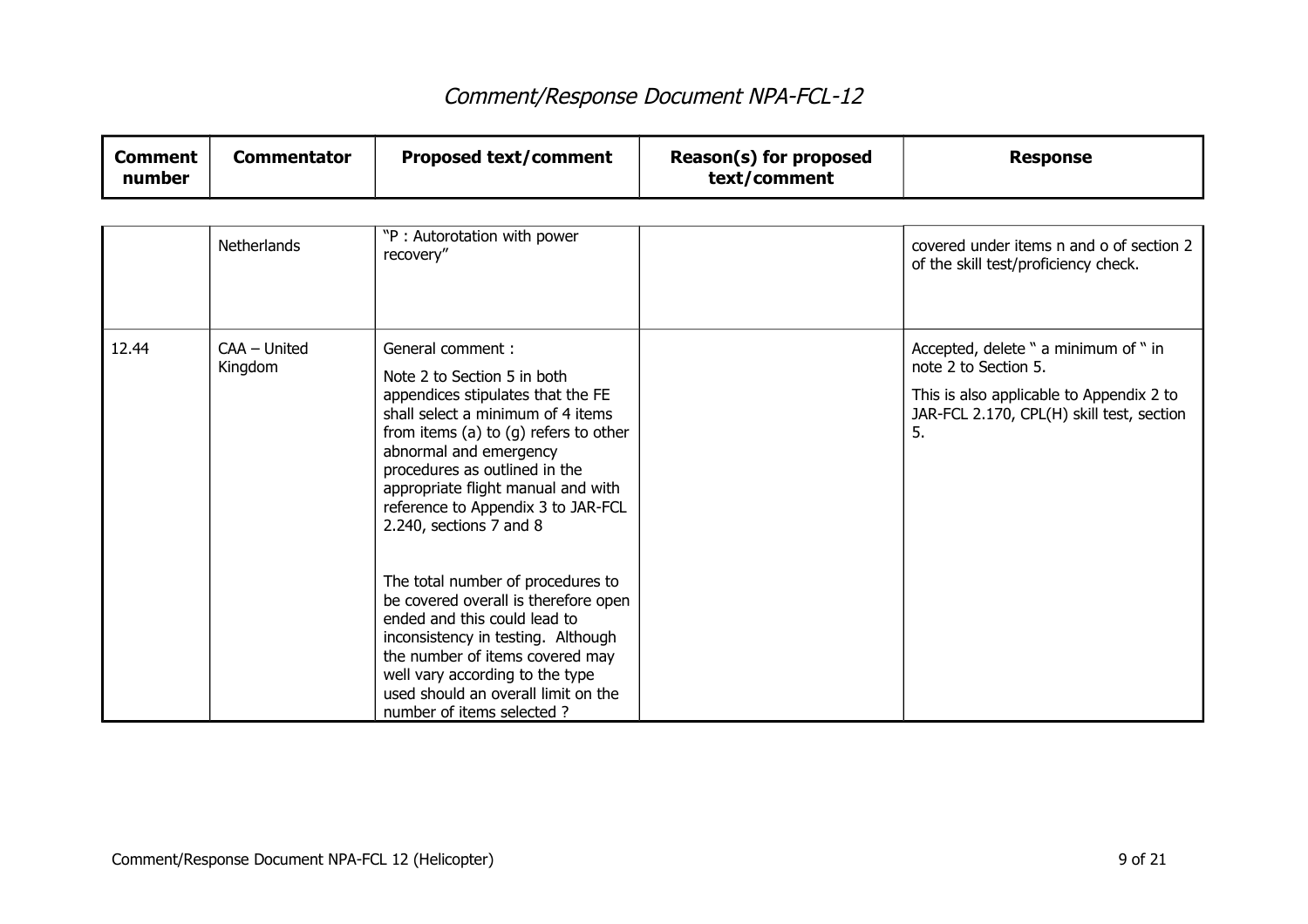# Comment/Response Document NPA-FCL-12

| Comment number | Commentator | Proposed text/comment | Reason(s) for proposed text/comment | Response |
|---|---|---|---|---|
| | Netherlands | "P : Autorotation with power recovery" | | covered under items n and o of section 2 of the skill test/proficiency check. |
| 12.44 | CAA – United Kingdom | General comment :<br><br>Note 2 to Section 5 in both appendices stipulates that the FE shall select a minimum of 4 items from items (a) to (g) refers to other abnormal and emergency procedures as outlined in the appropriate flight manual and with reference to Appendix 3 to JAR-FCL 2.240, sections 7 and 8<br><br>The total number of procedures to be covered overall is therefore open ended and this could lead to inconsistency in testing. Although the number of items covered may well vary according to the type used should an overall limit on the number of items selected ? | | Accepted, delete " a minimum of " in note 2 to Section 5.<br><br>This is also applicable to Appendix 2 to JAR-FCL 2.170, CPL(H) skill test, section 5. |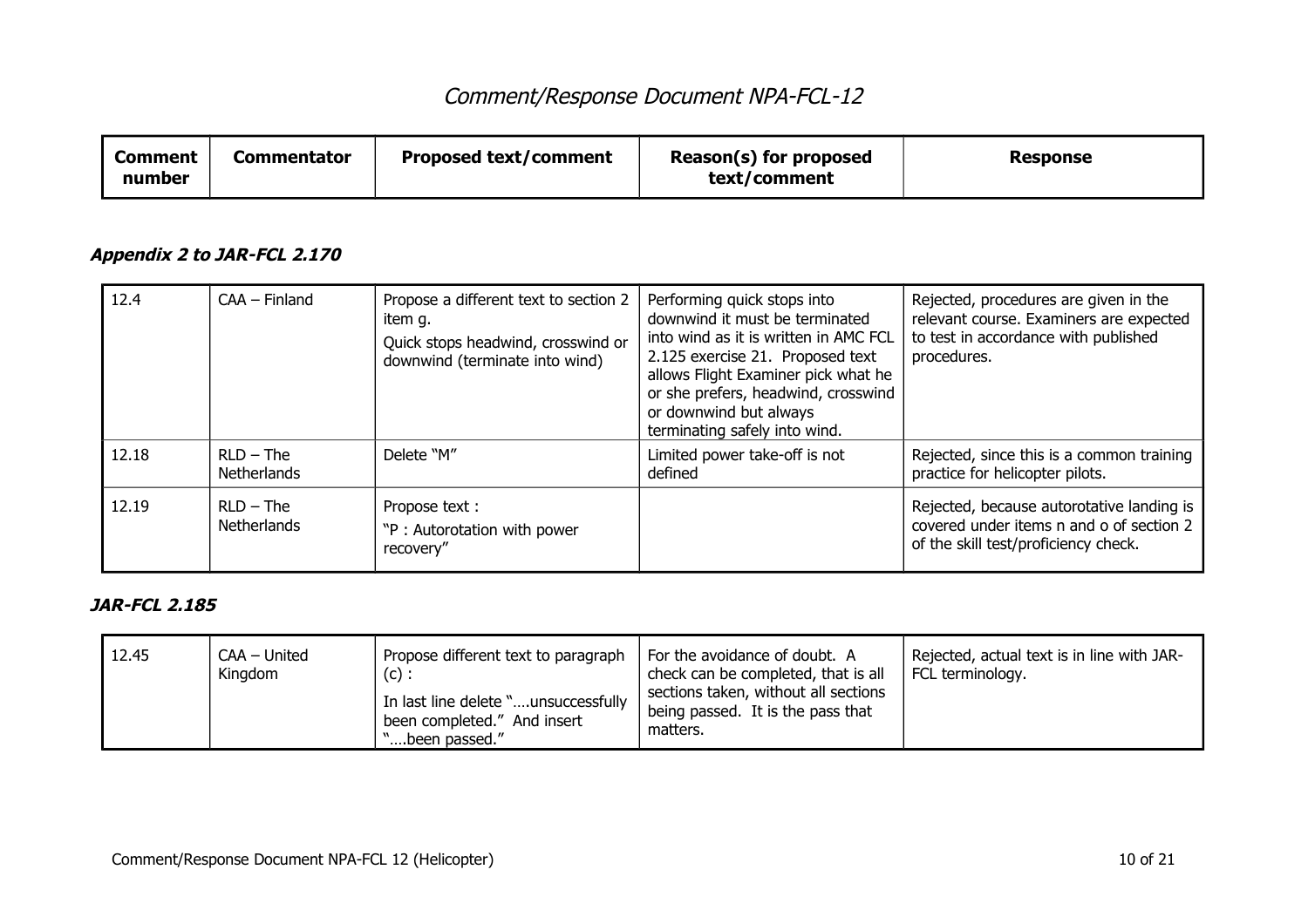# Comment/Response Document NPA-FCL-12

| Comment number | Commentator | Proposed text/comment | Reason(s) for proposed text/comment | Response |
|---|---|---|---|---|

### ***Appendix 2 to JAR-FCL 2.170***

| Comment number | Commentator | Proposed text/comment | Reason(s) for proposed text/comment | Response |
|---|---|---|---|---|
| 12.4 | CAA – Finland | Propose a different text to section 2 item g.<br>Quick stops headwind, crosswind or downwind (terminate into wind) | Performing quick stops into downwind it must be terminated into wind as it is written in AMC FCL 2.125 exercise 21. Proposed text allows Flight Examiner pick what he or she prefers, headwind, crosswind or downwind but always terminating safely into wind. | Rejected, procedures are given in the relevant course. Examiners are expected to test in accordance with published procedures. |
| 12.18 | RLD – The Netherlands | Delete "M" | Limited power take-off is not defined | Rejected, since this is a common training practice for helicopter pilots. |
| 12.19 | RLD – The Netherlands | Propose text :<br>"P : Autorotation with power recovery" | | Rejected, because autorotative landing is covered under items n and o of section 2 of the skill test/proficiency check. |

### ***JAR-FCL 2.185***

| Comment number | Commentator | Proposed text/comment | Reason(s) for proposed text/comment | Response |
|---|---|---|---|---|
| 12.45 | CAA – United Kingdom | Propose different text to paragraph (c) :<br>In last line delete "….unsuccessfully been completed." And insert "….been passed." | For the avoidance of doubt. A check can be completed, that is all sections taken, without all sections being passed. It is the pass that matters. | Rejected, actual text is in line with JAR-FCL terminology. |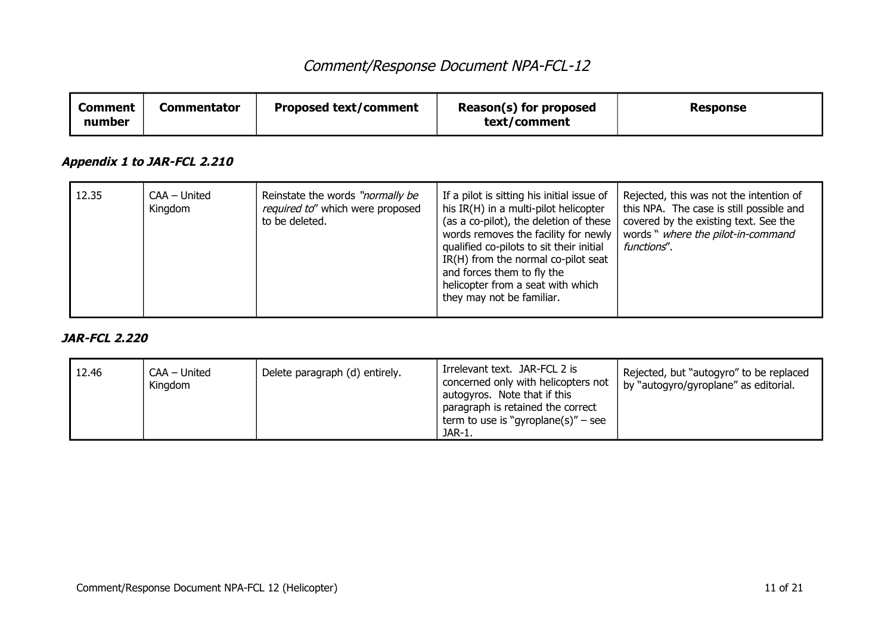# Comment/Response Document NPA-FCL-12

| Comment number | Commentator | Proposed text/comment | Reason(s) for proposed text/comment | Response |
|---|---|---|---|---|

### *Appendix 1 to JAR-FCL 2.210*

| Comment number | Commentator | Proposed text/comment | Reason(s) for proposed text/comment | Response |
|---|---|---|---|---|
| 12.35 | CAA – United Kingdom | Reinstate the words *"normally be required to*" which were proposed to be deleted. | If a pilot is sitting his initial issue of his IR(H) in a multi-pilot helicopter (as a co-pilot), the deletion of these words removes the facility for newly qualified co-pilots to sit their initial IR(H) from the normal co-pilot seat and forces them to fly the helicopter from a seat with which they may not be familiar. | Rejected, this was not the intention of this NPA. The case is still possible and covered by the existing text. See the words " *where the pilot-in-command functions*". |

### *JAR-FCL 2.220*

| Comment number | Commentator | Proposed text/comment | Reason(s) for proposed text/comment | Response |
|---|---|---|---|---|
| 12.46 | CAA – United Kingdom | Delete paragraph (d) entirely. | Irrelevant text. JAR-FCL 2 is concerned only with helicopters not autogyros. Note that if this paragraph is retained the correct term to use is "gyroplane(s)" – see JAR-1. | Rejected, but "autogyro" to be replaced by "autogyro/gyroplane" as editorial. |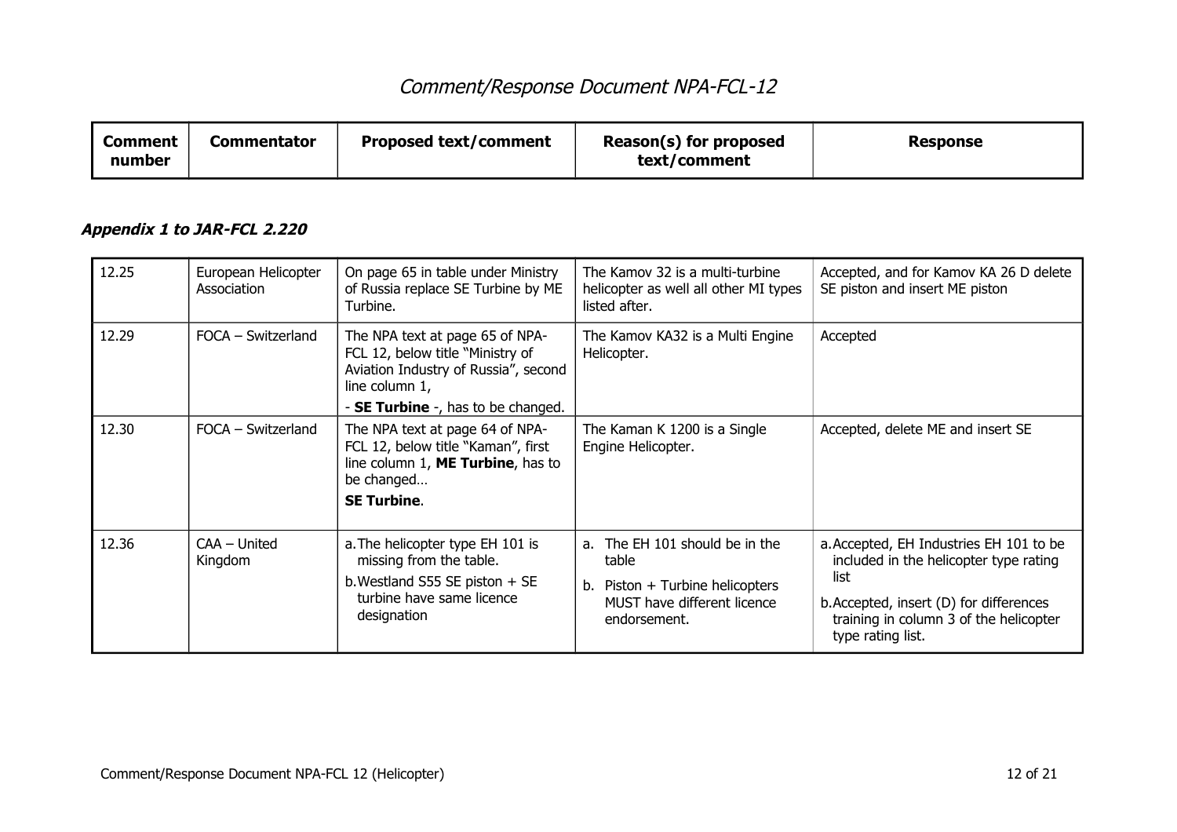# Comment/Response Document NPA-FCL-12

| Comment number | Commentator | Proposed text/comment | Reason(s) for proposed text/comment | Response |
|---|---|---|---|---|

### *Appendix 1 to JAR-FCL 2.220*

| Comment number | Commentator | Proposed text/comment | Reason(s) for proposed text/comment | Response |
|---|---|---|---|---|
| 12.25 | European Helicopter Association | On page 65 in table under Ministry of Russia replace SE Turbine by ME Turbine. | The Kamov 32 is a multi-turbine helicopter as well all other MI types listed after. | Accepted, and for Kamov KA 26 D delete SE piston and insert ME piston |
| 12.29 | FOCA – Switzerland | The NPA text at page 65 of NPA-FCL 12, below title "Ministry of Aviation Industry of Russia", second line column 1,<br>- **SE Turbine** -, has to be changed. | The Kamov KA32 is a Multi Engine Helicopter. | Accepted |
| 12.30 | FOCA – Switzerland | The NPA text at page 64 of NPA-FCL 12, below title "Kaman", first line column 1, **ME Turbine**, has to be changed…<br>**SE Turbine**. | The Kaman K 1200 is a Single Engine Helicopter. | Accepted, delete ME and insert SE |
| 12.36 | CAA – United Kingdom | a. The helicopter type EH 101 is missing from the table.<br>b. Westland S55 SE piston + SE turbine have same licence designation | a. The EH 101 should be in the table<br>b. Piston + Turbine helicopters MUST have different licence endorsement. | a. Accepted, EH Industries EH 101 to be included in the helicopter type rating list<br>b. Accepted, insert (D) for differences training in column 3 of the helicopter type rating list. |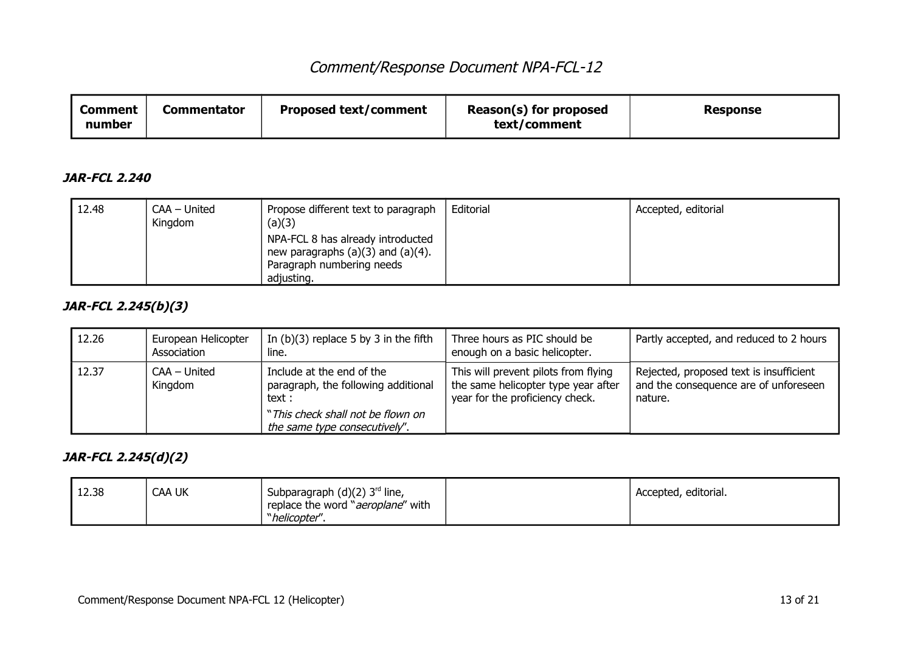# Comment/Response Document NPA-FCL-12

| Comment number | Commentator | Proposed text/comment | Reason(s) for proposed text/comment | Response |
|---|---|---|---|---|

### JAR-FCL 2.240

| Comment number | Commentator | Proposed text/comment | Reason(s) for proposed text/comment | Response |
|---|---|---|---|---|
| 12.48 | CAA – United Kingdom | Propose different text to paragraph (a)(3)<br>NPA-FCL 8 has already introducted new paragraphs (a)(3) and (a)(4). Paragraph numbering needs adjusting. | Editorial | Accepted, editorial |

### JAR-FCL 2.245(b)(3)

| Comment number | Commentator | Proposed text/comment | Reason(s) for proposed text/comment | Response |
|---|---|---|---|---|
| 12.26 | European Helicopter Association | In (b)(3) replace 5 by 3 in the fifth line. | Three hours as PIC should be enough on a basic helicopter. | Partly accepted, and reduced to 2 hours |
| 12.37 | CAA – United Kingdom | Include at the end of the paragraph, the following additional text :<br>"*This check shall not be flown on the same type consecutively*". | This will prevent pilots from flying the same helicopter type year after year for the proficiency check. | Rejected, proposed text is insufficient and the consequence are of unforeseen nature. |

### JAR-FCL 2.245(d)(2)

| Comment number | Commentator | Proposed text/comment | Reason(s) for proposed text/comment | Response |
|---|---|---|---|---|
| 12.38 | CAA UK | Subparagraph (d)(2) 3rd line, replace the word "*aeroplane*" with "*helicopter*". | | Accepted, editorial. |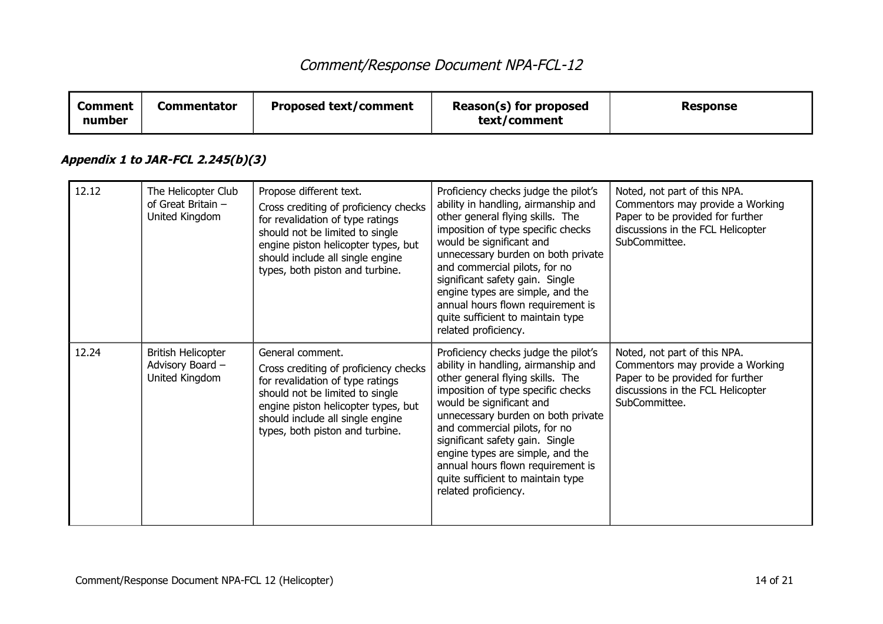# Comment/Response Document NPA-FCL-12

| Comment number | Commentator | Proposed text/comment | Reason(s) for proposed text/comment | Response |
|---|---|---|---|---|

***Appendix 1 to JAR-FCL 2.245(b)(3)***

| Comment number | Commentator | Proposed text/comment | Reason(s) for proposed text/comment | Response |
|---|---|---|---|---|
| 12.12 | The Helicopter Club of Great Britain – United Kingdom | Propose different text. Cross crediting of proficiency checks for revalidation of type ratings should not be limited to single engine piston helicopter types, but should include all single engine types, both piston and turbine. | Proficiency checks judge the pilot's ability in handling, airmanship and other general flying skills. The imposition of type specific checks would be significant and unnecessary burden on both private and commercial pilots, for no significant safety gain. Single engine types are simple, and the annual hours flown requirement is quite sufficient to maintain type related proficiency. | Noted, not part of this NPA. Commentors may provide a Working Paper to be provided for further discussions in the FCL Helicopter SubCommittee. |
| 12.24 | British Helicopter Advisory Board – United Kingdom | General comment. Cross crediting of proficiency checks for revalidation of type ratings should not be limited to single engine piston helicopter types, but should include all single engine types, both piston and turbine. | Proficiency checks judge the pilot's ability in handling, airmanship and other general flying skills. The imposition of type specific checks would be significant and unnecessary burden on both private and commercial pilots, for no significant safety gain. Single engine types are simple, and the annual hours flown requirement is quite sufficient to maintain type related proficiency. | Noted, not part of this NPA. Commentors may provide a Working Paper to be provided for further discussions in the FCL Helicopter SubCommittee. |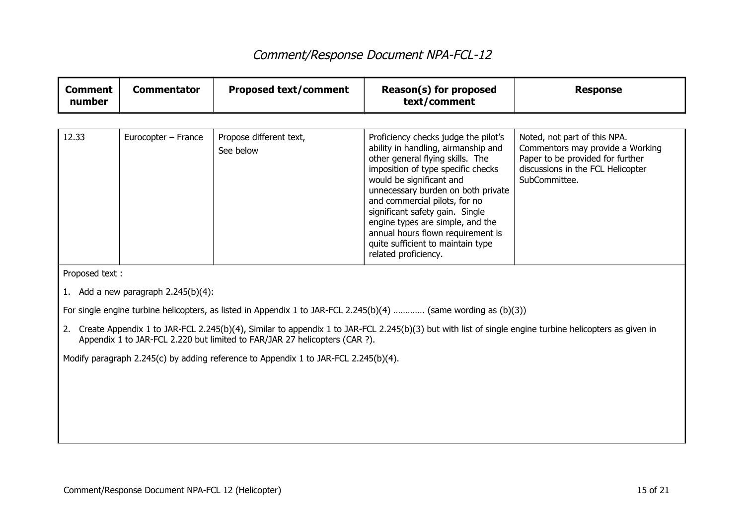# Comment/Response Document NPA-FCL-12

| Comment number | Commentator | Proposed text/comment | Reason(s) for proposed text/comment | Response |
|---|---|---|---|---|
| 12.33 | Eurocopter – France | Propose different text, See below | Proficiency checks judge the pilot's ability in handling, airmanship and other general flying skills. The imposition of type specific checks would be significant and unnecessary burden on both private and commercial pilots, for no significant safety gain. Single engine types are simple, and the annual hours flown requirement is quite sufficient to maintain type related proficiency. | Noted, not part of this NPA. Commentors may provide a Working Paper to be provided for further discussions in the FCL Helicopter SubCommittee. |

Proposed text :

1. Add a new paragraph 2.245(b)(4):

For single engine turbine helicopters, as listed in Appendix 1 to JAR-FCL 2.245(b)(4) ………… (same wording as (b)(3))

2. Create Appendix 1 to JAR-FCL 2.245(b)(4), Similar to appendix 1 to JAR-FCL 2.245(b)(3) but with list of single engine turbine helicopters as given in Appendix 1 to JAR-FCL 2.220 but limited to FAR/JAR 27 helicopters (CAR ?).

Modify paragraph 2.245(c) by adding reference to Appendix 1 to JAR-FCL 2.245(b)(4).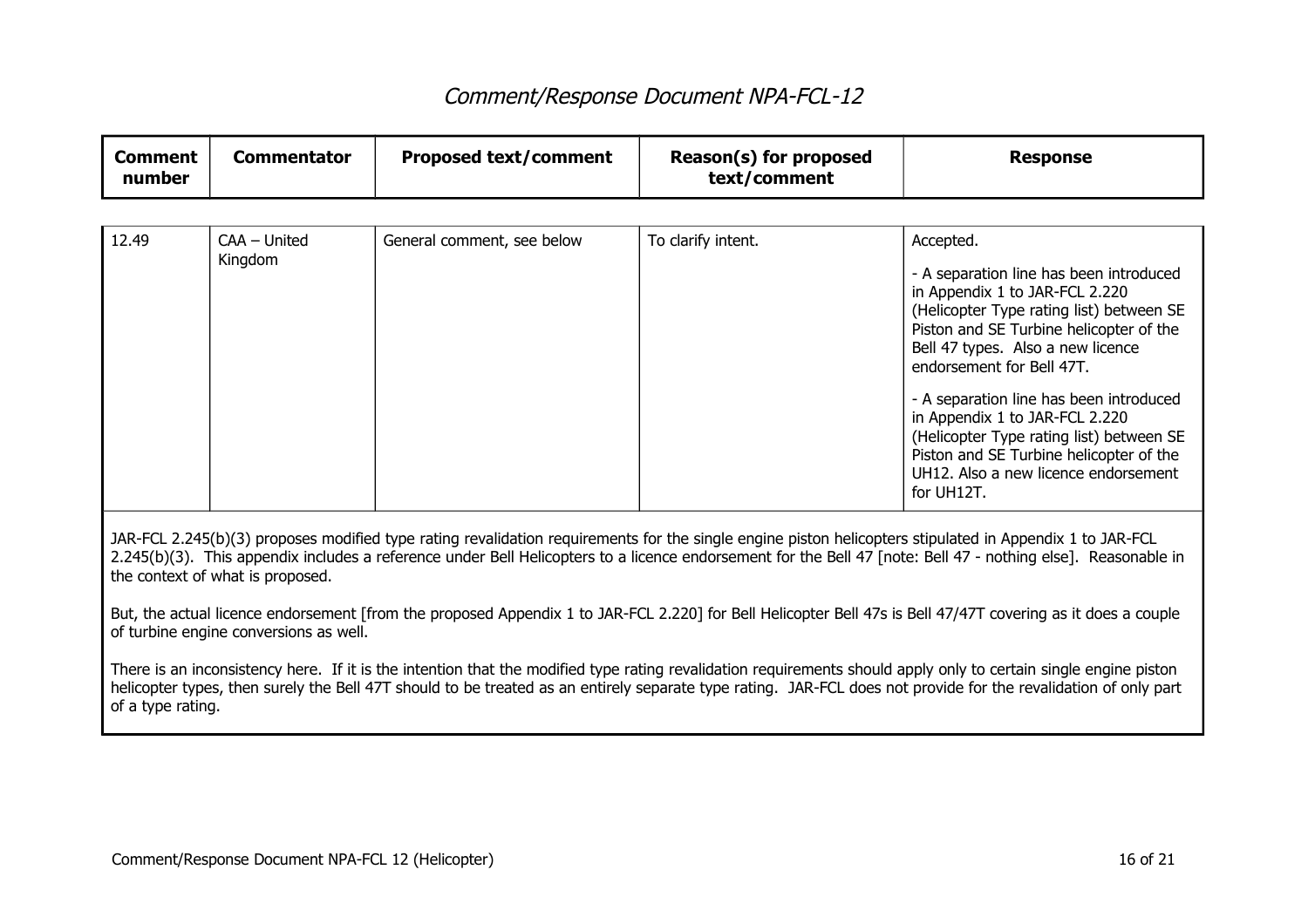# Comment/Response Document NPA-FCL-12

| Comment number | Commentator | Proposed text/comment | Reason(s) for proposed text/comment | Response |
|---|---|---|---|---|
| 12.49 | CAA – United Kingdom | General comment, see below | To clarify intent. | Accepted.<br><br>- A separation line has been introduced in Appendix 1 to JAR-FCL 2.220 (Helicopter Type rating list) between SE Piston and SE Turbine helicopter of the Bell 47 types. Also a new licence endorsement for Bell 47T.<br><br>- A separation line has been introduced in Appendix 1 to JAR-FCL 2.220 (Helicopter Type rating list) between SE Piston and SE Turbine helicopter of the UH12. Also a new licence endorsement for UH12T. |

JAR-FCL 2.245(b)(3) proposes modified type rating revalidation requirements for the single engine piston helicopters stipulated in Appendix 1 to JAR-FCL 2.245(b)(3). This appendix includes a reference under Bell Helicopters to a licence endorsement for the Bell 47 [note: Bell 47 - nothing else]. Reasonable in the context of what is proposed.

But, the actual licence endorsement [from the proposed Appendix 1 to JAR-FCL 2.220] for Bell Helicopter Bell 47s is Bell 47/47T covering as it does a couple of turbine engine conversions as well.

There is an inconsistency here. If it is the intention that the modified type rating revalidation requirements should apply only to certain single engine piston helicopter types, then surely the Bell 47T should to be treated as an entirely separate type rating. JAR-FCL does not provide for the revalidation of only part of a type rating.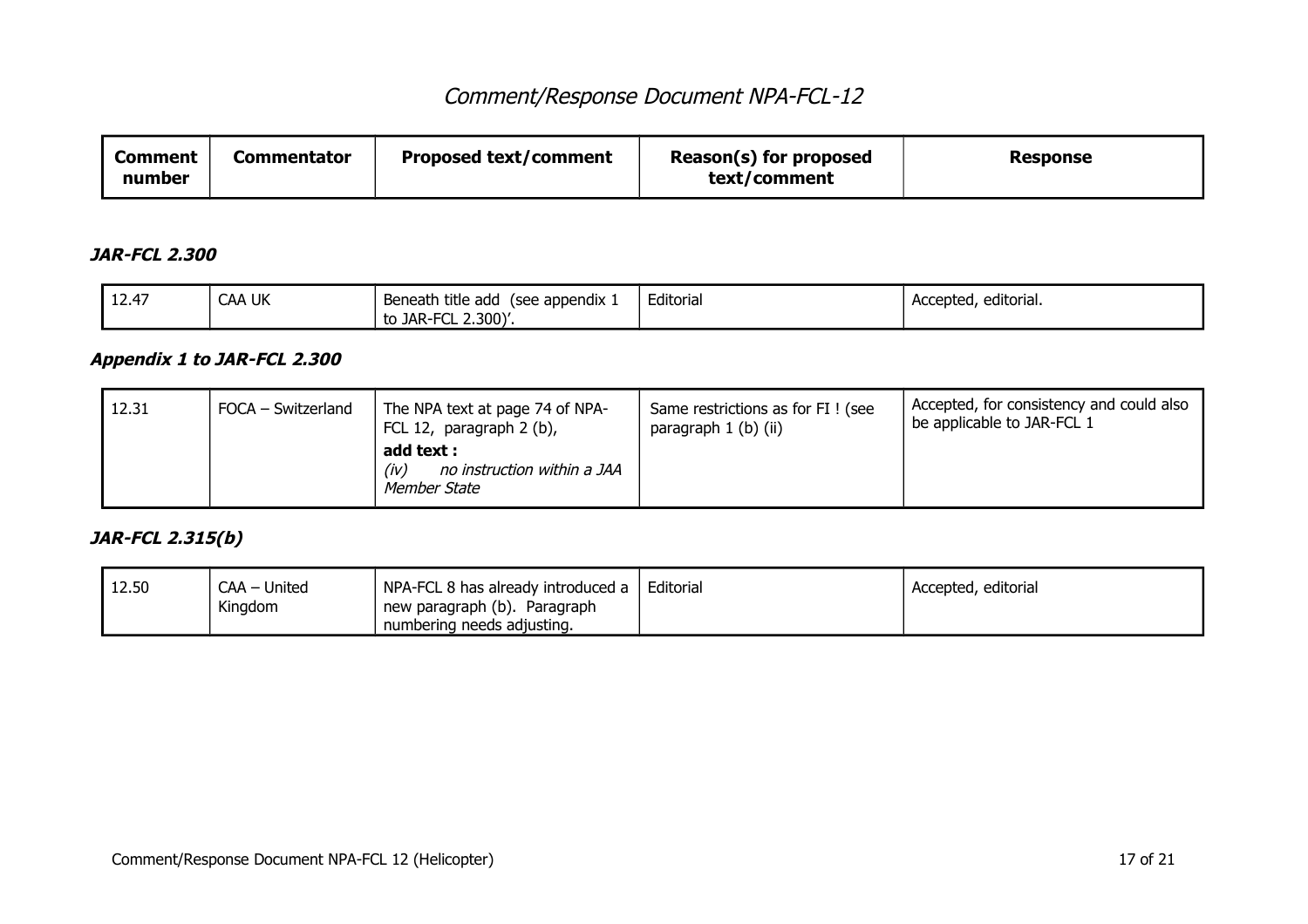# Comment/Response Document NPA-FCL-12

| Comment number | Commentator | Proposed text/comment | Reason(s) for proposed text/comment | Response |
|---|---|---|---|---|

### ***JAR-FCL 2.300***

| Comment number | Commentator | Proposed text/comment | Reason(s) for proposed text/comment | Response |
|---|---|---|---|---|
| 12.47 | CAA UK | Beneath title add (see appendix 1 to JAR-FCL 2.300)'. | Editorial | Accepted, editorial. |

### ***Appendix 1 to JAR-FCL 2.300***

| Comment number | Commentator | Proposed text/comment | Reason(s) for proposed text/comment | Response |
|---|---|---|---|---|
| 12.31 | FOCA – Switzerland | The NPA text at page 74 of NPA-FCL 12, paragraph 2 (b), **add text :** *(iv) no instruction within a JAA Member State* | Same restrictions as for FI ! (see paragraph 1 (b) (ii) | Accepted, for consistency and could also be applicable to JAR-FCL 1 |

### ***JAR-FCL 2.315(b)***

| Comment number | Commentator | Proposed text/comment | Reason(s) for proposed text/comment | Response |
|---|---|---|---|---|
| 12.50 | CAA – United Kingdom | NPA-FCL 8 has already introduced a new paragraph (b). Paragraph numbering needs adjusting. | Editorial | Accepted, editorial |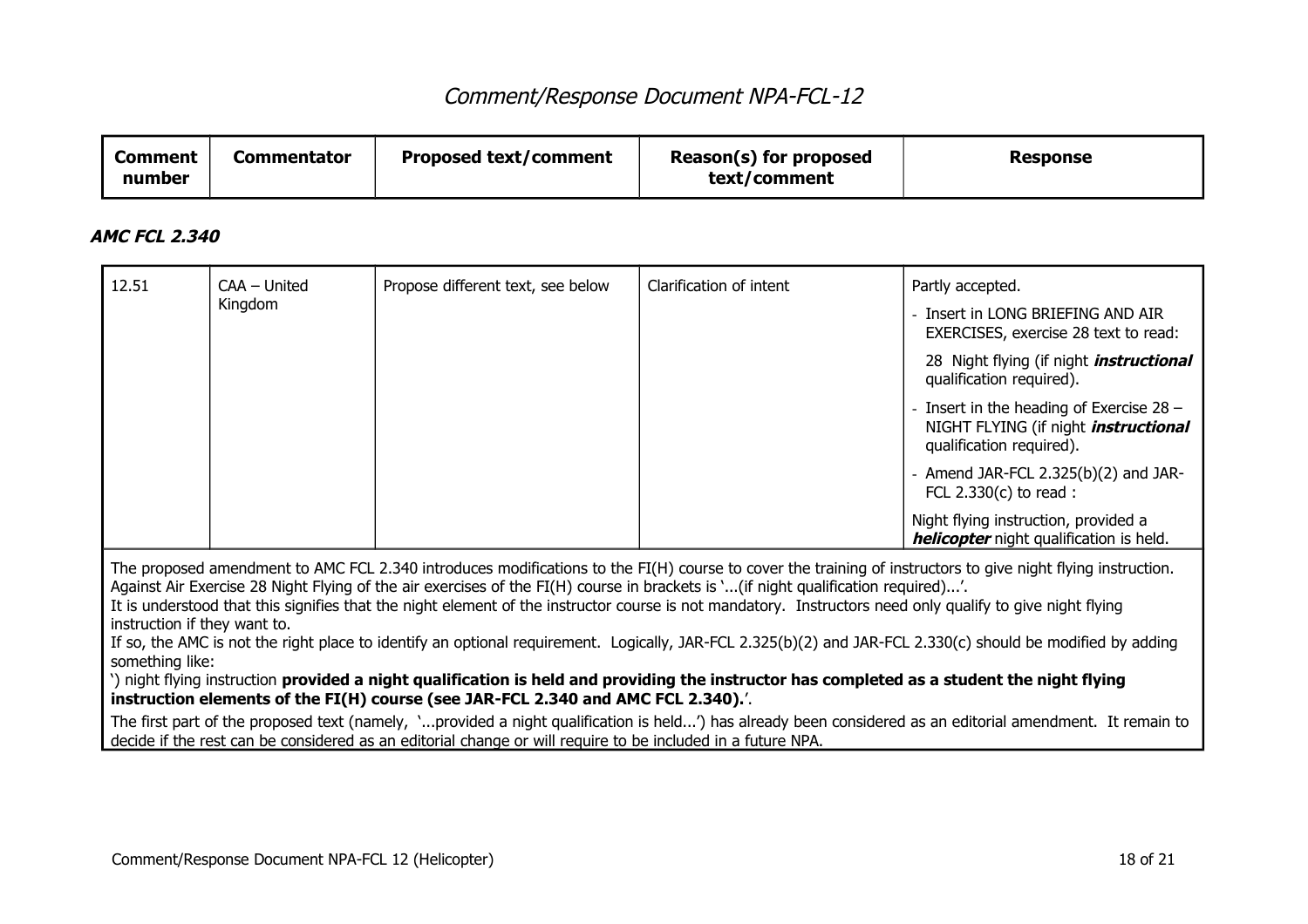# *Comment/Response Document NPA-FCL-12*

| Comment number | Commentator | Proposed text/comment | Reason(s) for proposed text/comment | Response |
|---|---|---|---|---|

### ***AMC FCL 2.340***

| Comment number | Commentator | Proposed text/comment | Reason(s) for proposed text/comment | Response |
|---|---|---|---|---|
| 12.51 | CAA – United Kingdom | Propose different text, see below | Clarification of intent | Partly accepted.<br>- Insert in LONG BRIEFING AND AIR EXERCISES, exercise 28 text to read:<br>28 Night flying (if night ***instructional*** qualification required).<br>- Insert in the heading of Exercise 28 – NIGHT FLYING (if night ***instructional*** qualification required).<br>- Amend JAR-FCL 2.325(b)(2) and JAR-FCL 2.330(c) to read :<br>Night flying instruction, provided a ***helicopter*** night qualification is held. |

The proposed amendment to AMC FCL 2.340 introduces modifications to the FI(H) course to cover the training of instructors to give night flying instruction. Against Air Exercise 28 Night Flying of the air exercises of the FI(H) course in brackets is '...(if night qualification required)...'.
It is understood that this signifies that the night element of the instructor course is not mandatory. Instructors need only qualify to give night flying instruction if they want to.
If so, the AMC is not the right place to identify an optional requirement. Logically, JAR-FCL 2.325(b)(2) and JAR-FCL 2.330(c) should be modified by adding something like:
') night flying instruction **provided a night qualification is held and providing the instructor has completed as a student the night flying instruction elements of the FI(H) course (see JAR-FCL 2.340 and AMC FCL 2.340).**'.
The first part of the proposed text (namely, '...provided a night qualification is held...') has already been considered as an editorial amendment. It remain to decide if the rest can be considered as an editorial change or will require to be included in a future NPA.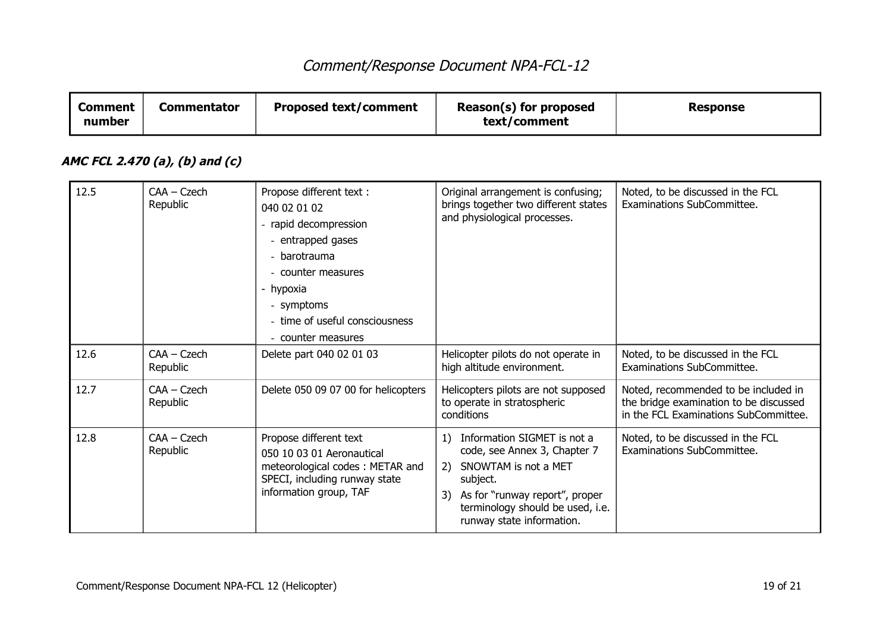| Comment number | Commentator | Proposed text/comment | Reason(s) for proposed text/comment | Response |
|---|---|---|---|---|

### *AMC FCL 2.470 (a), (b) and (c)*

| Comment number | Commentator | Proposed text/comment | Reason(s) for proposed text/comment | Response |
|---|---|---|---|---|
| 12.5 | CAA – Czech Republic | Propose different text :<br>040 02 01 02<br>- rapid decompression<br>  - entrapped gases<br>  - barotrauma<br>  - counter measures<br>- hypoxia<br>  - symptoms<br>  - time of useful consciousness<br>  - counter measures | Original arrangement is confusing; brings together two different states and physiological processes. | Noted, to be discussed in the FCL Examinations SubCommittee. |
| 12.6 | CAA – Czech Republic | Delete part 040 02 01 03 | Helicopter pilots do not operate in high altitude environment. | Noted, to be discussed in the FCL Examinations SubCommittee. |
| 12.7 | CAA – Czech Republic | Delete 050 09 07 00 for helicopters | Helicopters pilots are not supposed to operate in stratospheric conditions | Noted, recommended to be included in the bridge examination to be discussed in the FCL Examinations SubCommittee. |
| 12.8 | CAA – Czech Republic | Propose different text<br>050 10 03 01 Aeronautical meteorological codes : METAR and SPECI, including runway state information group, TAF | 1) Information SIGMET is not a code, see Annex 3, Chapter 7<br>2) SNOWTAM is not a MET subject.<br>3) As for "runway report", proper terminology should be used, i.e. runway state information. | Noted, to be discussed in the FCL Examinations SubCommittee. |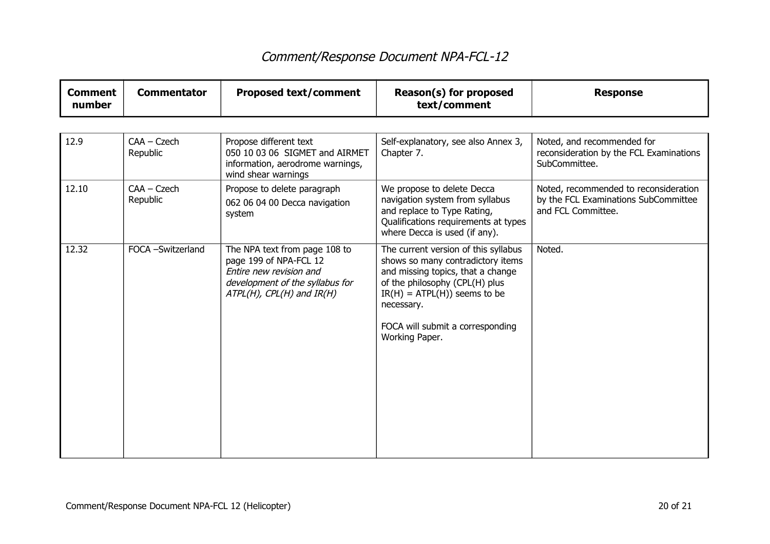# Comment/Response Document NPA-FCL-12

| Comment number | Commentator | Proposed text/comment | Reason(s) for proposed text/comment | Response |
|---|---|---|---|---|
| 12.9 | CAA – Czech Republic | Propose different text 050 10 03 06 SIGMET and AIRMET information, aerodrome warnings, wind shear warnings | Self-explanatory, see also Annex 3, Chapter 7. | Noted, and recommended for reconsideration by the FCL Examinations SubCommittee. |
| 12.10 | CAA – Czech Republic | Propose to delete paragraph 062 06 04 00 Decca navigation system | We propose to delete Decca navigation system from syllabus and replace to Type Rating, Qualifications requirements at types where Decca is used (if any). | Noted, recommended to reconsideration by the FCL Examinations SubCommittee and FCL Committee. |
| 12.32 | FOCA –Switzerland | The NPA text from page 108 to page 199 of NPA-FCL 12 *Entire new revision and development of the syllabus for ATPL(H), CPL(H) and IR(H)* | The current version of this syllabus shows so many contradictory items and missing topics, that a change of the philosophy (CPL(H) plus IR(H) = ATPL(H)) seems to be necessary.<br><br>FOCA will submit a corresponding Working Paper. | Noted. |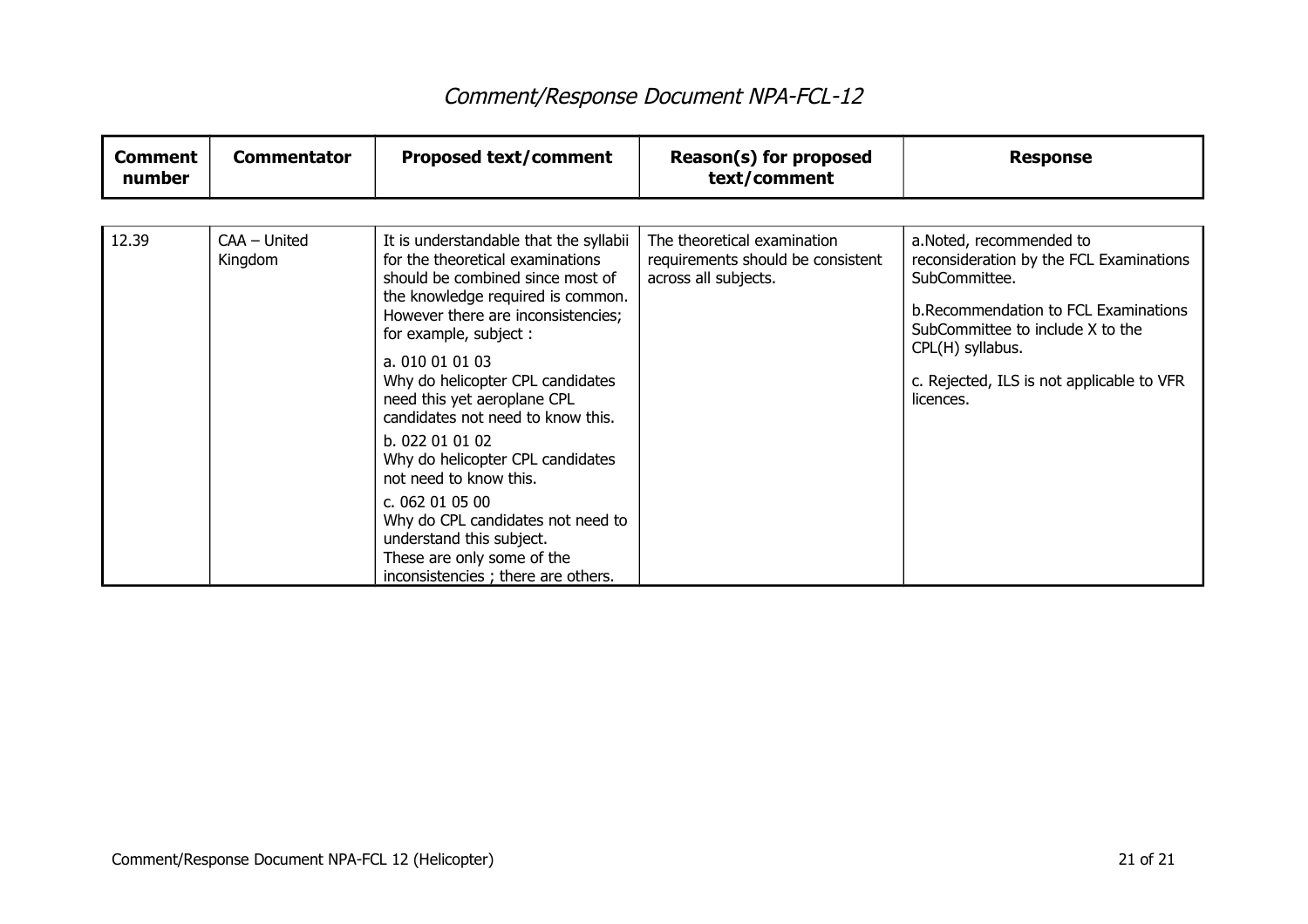# *Comment/Response Document NPA-FCL-12*

| Comment number | Commentator | Proposed text/comment | Reason(s) for proposed text/comment | Response |
|---|---|---|---|---|
| 12.39 | CAA – United Kingdom | It is understandable that the syllabii for the theoretical examinations should be combined since most of the knowledge required is common. However there are inconsistencies; for example, subject :<br><br>a. 010 01 01 03<br>Why do helicopter CPL candidates need this yet aeroplane CPL candidates not need to know this.<br><br>b. 022 01 01 02<br>Why do helicopter CPL candidates not need to know this.<br><br>c. 062 01 05 00<br>Why do CPL candidates not need to understand this subject.<br>These are only some of the inconsistencies ; there are others. | The theoretical examination requirements should be consistent across all subjects. | a.Noted, recommended to reconsideration by the FCL Examinations SubCommittee.<br><br>b.Recommendation to FCL Examinations SubCommittee to include X to the CPL(H) syllabus.<br><br>c. Rejected, ILS is not applicable to VFR licences. |